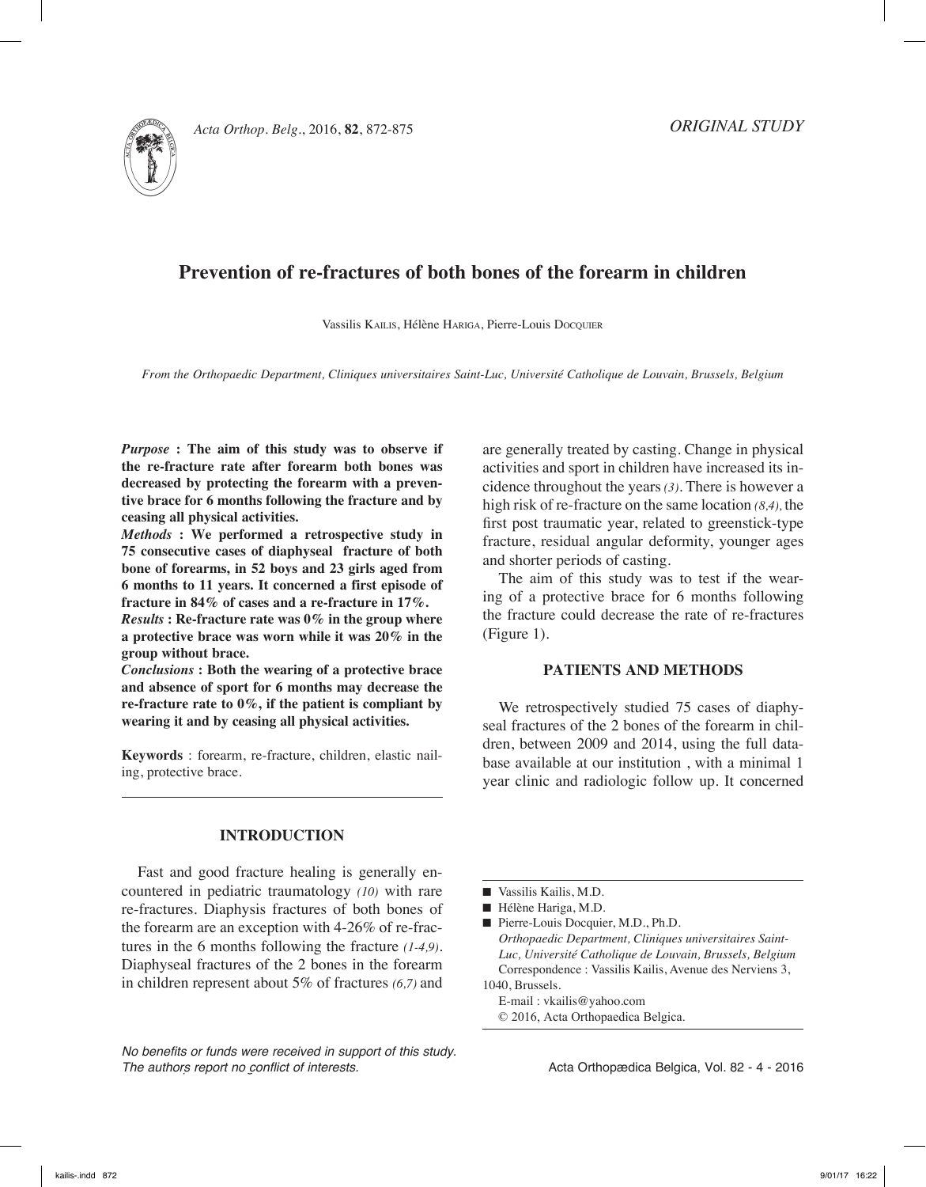*ORIGINAL STUDY*

# Prevention of re-fractures of both bones of the forearm in children

Vassilis Kailis, Hélène Hariga, Pierre-Louis Docquier

*From the Orthopaedic Department, Cliniques universitaires Saint-Luc, Université Catholique de Louvain, Brussels, Belgium*

***Purpose*** **: The aim of this study was to observe if the re-fracture rate after forearm both bones was decreased by protecting the forearm with a preventive brace for 6 months following the fracture and by ceasing all physical activities.**

***Methods*** **: We performed a retrospective study in 75 consecutive cases of diaphyseal fracture of both bone of forearms, in 52 boys and 23 girls aged from 6 months to 11 years. It concerned a first episode of fracture in 84% of cases and a re-fracture in 17%.**

***Results*** **: Re-fracture rate was 0% in the group where a protective brace was worn while it was 20% in the group without brace.**

***Conclusions*** **: Both the wearing of a protective brace and absence of sport for 6 months may decrease the re-fracture rate to 0%, if the patient is compliant by wearing it and by ceasing all physical activities.**

**Keywords** : forearm, re-fracture, children, elastic nailing, protective brace.

## INTRODUCTION

Fast and good fracture healing is generally encountered in pediatric traumatology *(10)* with rare re-fractures. Diaphysis fractures of both bones of the forearm are an exception with 4-26% of re-fractures in the 6 months following the fracture *(1-4,9)*. Diaphyseal fractures of the 2 bones in the forearm in children represent about 5% of fractures *(6,7)* and are generally treated by casting. Change in physical activities and sport in children have increased its incidence throughout the years *(3)*. There is however a high risk of re-fracture on the same location *(8,4)*, the first post traumatic year, related to greenstick-type fracture, residual angular deformity, younger ages and shorter periods of casting.

The aim of this study was to test if the wearing of a protective brace for 6 months following the fracture could decrease the rate of re-fractures (Figure 1).

## PATIENTS AND METHODS

We retrospectively studied 75 cases of diaphyseal fractures of the 2 bones of the forearm in children, between 2009 and 2014, using the full database available at our institution , with a minimal 1 year clinic and radiologic follow up. It concerned

---

- Vassilis Kailis, M.D.
- Hélène Hariga, M.D.
- Pierre-Louis Docquier, M.D., Ph.D.
  *Orthopaedic Department, Cliniques universitaires Saint-Luc, Université Catholique de Louvain, Brussels, Belgium*
  Correspondence : Vassilis Kailis, Avenue des Nerviens 3, 1040, Brussels.
  E-mail : vkailis@yahoo.com
  © 2016, Acta Orthopaedica Belgica.

*No benefits or funds were received in support of this study. The authors report no conflict of interests.*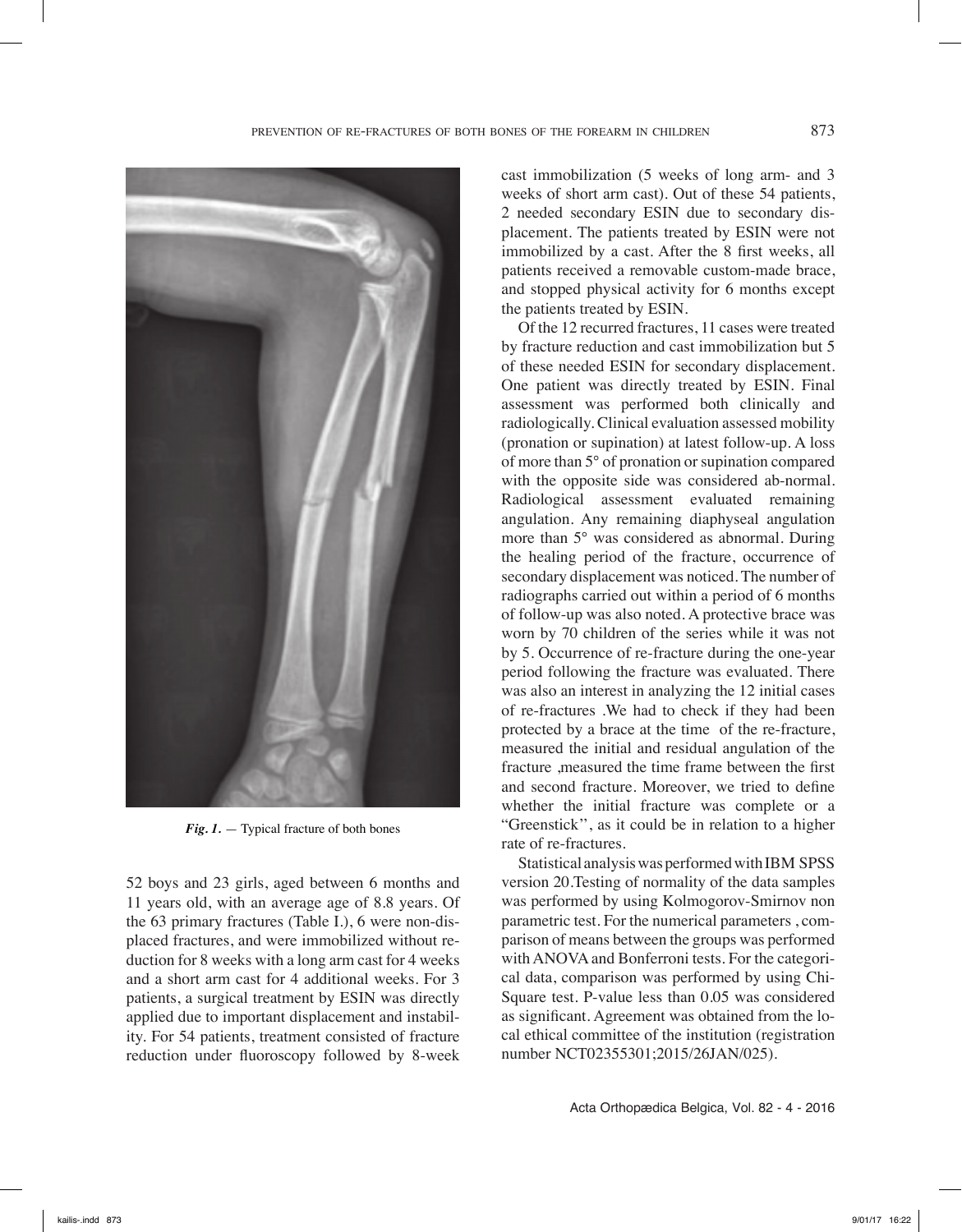*Fig. 1.* — Typical fracture of both bones

52 boys and 23 girls, aged between 6 months and 11 years old, with an average age of 8.8 years. Of the 63 primary fractures (Table I.), 6 were non-displaced fractures, and were immobilized without reduction for 8 weeks with a long arm cast for 4 weeks and a short arm cast for 4 additional weeks. For 3 patients, a surgical treatment by ESIN was directly applied due to important displacement and instability. For 54 patients, treatment consisted of fracture reduction under fluoroscopy followed by 8-week cast immobilization (5 weeks of long arm- and 3 weeks of short arm cast). Out of these 54 patients, 2 needed secondary ESIN due to secondary displacement. The patients treated by ESIN were not immobilized by a cast. After the 8 first weeks, all patients received a removable custom-made brace, and stopped physical activity for 6 months except the patients treated by ESIN.

Of the 12 recurred fractures, 11 cases were treated by fracture reduction and cast immobilization but 5 of these needed ESIN for secondary displacement. One patient was directly treated by ESIN. Final assessment was performed both clinically and radiologically. Clinical evaluation assessed mobility (pronation or supination) at latest follow-up. A loss of more than 5° of pronation or supination compared with the opposite side was considered ab-normal. Radiological assessment evaluated remaining angulation. Any remaining diaphyseal angulation more than 5° was considered as abnormal. During the healing period of the fracture, occurrence of secondary displacement was noticed. The number of radiographs carried out within a period of 6 months of follow-up was also noted. A protective brace was worn by 70 children of the series while it was not by 5. Occurrence of re-fracture during the one-year period following the fracture was evaluated. There was also an interest in analyzing the 12 initial cases of re-fractures .We had to check if they had been protected by a brace at the time of the re-fracture, measured the initial and residual angulation of the fracture ,measured the time frame between the first and second fracture. Moreover, we tried to define whether the initial fracture was complete or a "Greenstick'', as it could be in relation to a higher rate of re-fractures.

Statistical analysis was performed with IBM SPSS version 20.Testing of normality of the data samples was performed by using Kolmogorov-Smirnov non parametric test. For the numerical parameters , comparison of means between the groups was performed with ANOVA and Bonferroni tests. For the categorical data, comparison was performed by using Chi-Square test. P-value less than 0.05 was considered as significant. Agreement was obtained from the local ethical committee of the institution (registration number NCT02355301;2015/26JAN/025).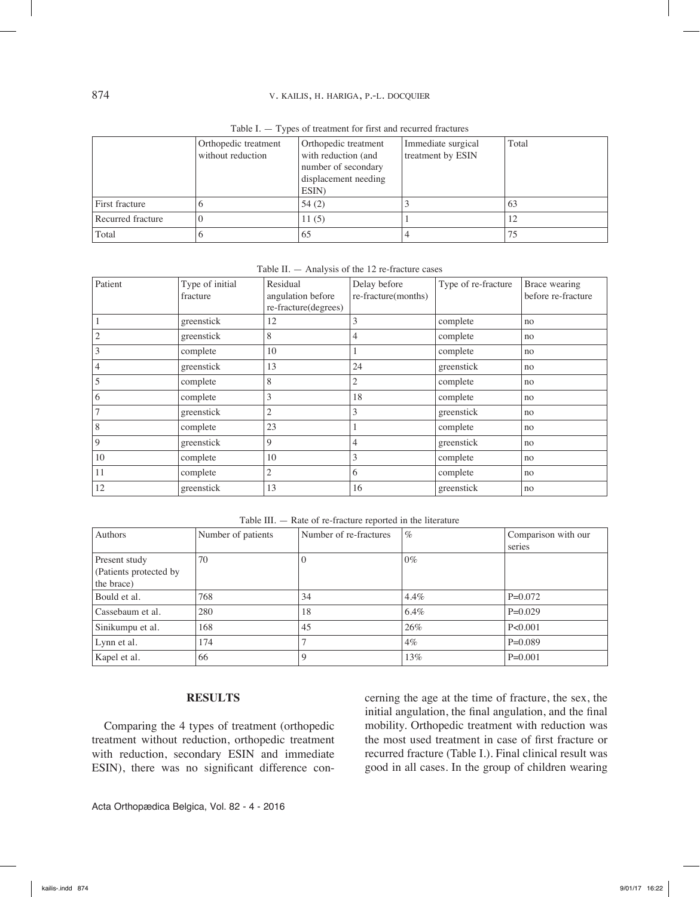Table I. — Types of treatment for first and recurred fractures

| | Orthopedic treatment without reduction | Orthopedic treatment with reduction (and number of secondary displacement needing ESIN) | Immediate surgical treatment by ESIN | Total |
|---|---|---|---|---|
| First fracture | 6 | 54 (2) | 3 | 63 |
| Recurred fracture | 0 | 11 (5) | 1 | 12 |
| Total | 6 | 65 | 4 | 75 |

Table II. — Analysis of the 12 re-fracture cases

| Patient | Type of initial fracture | Residual angulation before re-fracture(degrees) | Delay before re-fracture(months) | Type of re-fracture | Brace wearing before re-fracture |
|---|---|---|---|---|---|
| 1 | greenstick | 12 | 3 | complete | no |
| 2 | greenstick | 8 | 4 | complete | no |
| 3 | complete | 10 | 1 | complete | no |
| 4 | greenstick | 13 | 24 | greenstick | no |
| 5 | complete | 8 | 2 | complete | no |
| 6 | complete | 3 | 18 | complete | no |
| 7 | greenstick | 2 | 3 | greenstick | no |
| 8 | complete | 23 | 1 | complete | no |
| 9 | greenstick | 9 | 4 | greenstick | no |
| 10 | complete | 10 | 3 | complete | no |
| 11 | complete | 2 | 6 | complete | no |
| 12 | greenstick | 13 | 16 | greenstick | no |

Table III. — Rate of re-fracture reported in the literature

| Authors | Number of patients | Number of re-fractures | % | Comparison with our series |
|---|---|---|---|---|
| Present study (Patients protected by the brace) | 70 | 0 | 0% | |
| Bould et al. | 768 | 34 | 4.4% | P=0.072 |
| Cassebaum et al. | 280 | 18 | 6.4% | P=0.029 |
| Sinikumpu et al. | 168 | 45 | 26% | P<0.001 |
| Lynn et al. | 174 | 7 | 4% | P=0.089 |
| Kapel et al. | 66 | 9 | 13% | P=0.001 |

## RESULTS

Comparing the 4 types of treatment (orthopedic treatment without reduction, orthopedic treatment with reduction, secondary ESIN and immediate ESIN), there was no significant difference concerning the age at the time of fracture, the sex, the initial angulation, the final angulation, and the final mobility. Orthopedic treatment with reduction was the most used treatment in case of first fracture or recurred fracture (Table I.). Final clinical result was good in all cases. In the group of children wearing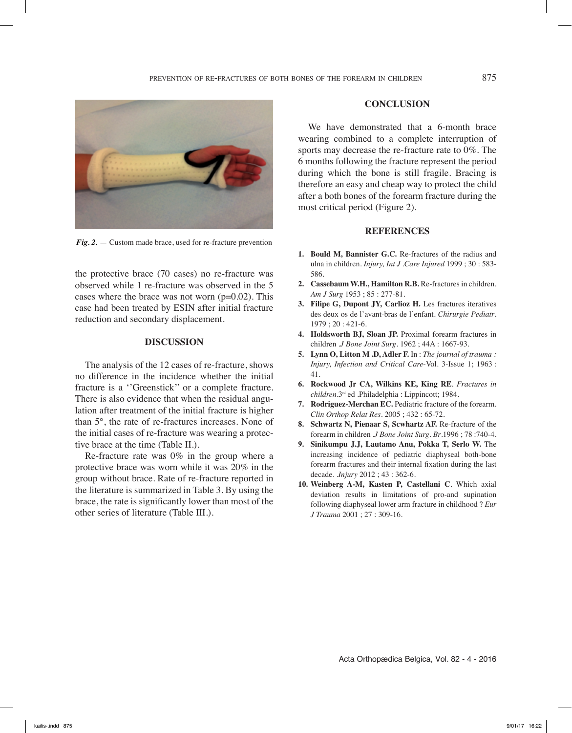Fig. 2. — Custom made brace, used for re-fracture prevention

the protective brace (70 cases) no re-fracture was observed while 1 re-fracture was observed in the 5 cases where the brace was not worn (p=0.02). This case had been treated by ESIN after initial fracture reduction and secondary displacement.

## DISCUSSION

The analysis of the 12 cases of re-fracture, shows no difference in the incidence whether the initial fracture is a ''Greenstick'' or a complete fracture. There is also evidence that when the residual angulation after treatment of the initial fracture is higher than 5°, the rate of re-fractures increases. None of the initial cases of re-fracture was wearing a protective brace at the time (Table II.).

Re-fracture rate was 0% in the group where a protective brace was worn while it was 20% in the group without brace. Rate of re-fracture reported in the literature is summarized in Table 3. By using the brace, the rate is significantly lower than most of the other series of literature (Table III.).

## CONCLUSION

We have demonstrated that a 6-month brace wearing combined to a complete interruption of sports may decrease the re-fracture rate to 0%. The 6 months following the fracture represent the period during which the bone is still fragile. Bracing is therefore an easy and cheap way to protect the child after a both bones of the forearm fracture during the most critical period (Figure 2).

## REFERENCES

1. **Bould M, Bannister G.C.** Re-fractures of the radius and ulna in children. *Injury, Int J .Care Injured* 1999 ; 30 : 583-586.
2. **Cassebaum W.H., Hamilton R.B.** Re-fractures in children. *Am J Surg* 1953 ; 85 : 277-81.
3. **Filipe G, Dupont JY, Carlioz H.** Les fractures iteratives des deux os de l'avant-bras de l'enfant. *Chirurgie Pediatr*. 1979 ; 20 : 421-6.
4. **Holdsworth BJ, Sloan JP.** Proximal forearm fractures in children *.J Bone Joint Surg*. 1962 ; 44A : 1667-93.
5. **Lynn O, Litton M .D, Adler F.** In : *The journal of trauma : Injury, Infection and Critical Care*-Vol. 3-Issue 1; 1963 : 41.
6. **Rockwood Jr CA, Wilkins KE, King RE**. *Fractures in children*.3rd ed .Philadelphia : Lippincott; 1984.
7. **Rodriguez-Merchan EC.** Pediatric fracture of the forearm. *Clin Orthop Relat Res*. 2005 ; 432 : 65-72.
8. **Schwartz N, Pienaar S, Scwhartz AF.** Re-fracture of the forearm in children *.J Bone Joint Surg. Br*.1996 ; 78 :740-4.
9. **Sinikumpu J.J, Lautamo Anu, Pokka T, Serlo W.** The increasing incidence of pediatric diaphyseal both-bone forearm fractures and their internal fixation during the last decade. *.Injury* 2012 ; 43 : 362-6.
10. **Weinberg A-M, Kasten P, Castellani C**. Which axial deviation results in limitations of pro-and supination following diaphyseal lower arm fracture in childhood ? *Eur J Trauma* 2001 ; 27 : 309-16.